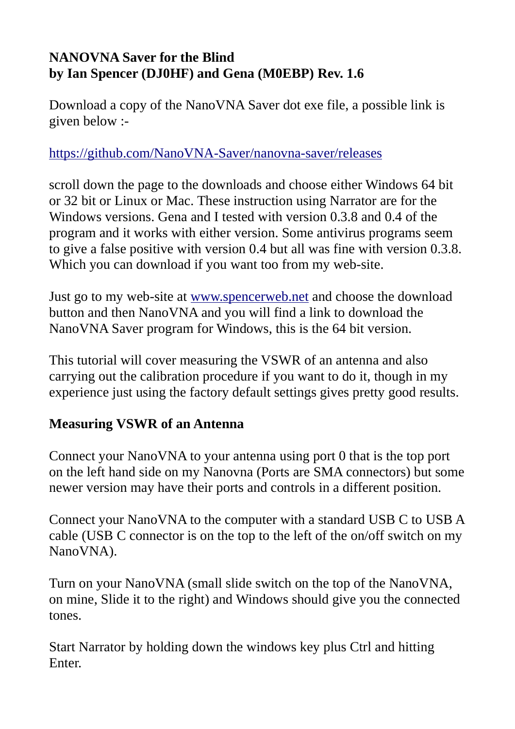**NANOVNA Saver for the Blind**
**by Ian Spencer (DJ0HF) and Gena (M0EBP) Rev. 1.6**

Download a copy of the NanoVNA Saver dot exe file, a possible link is given below :-

https://github.com/NanoVNA-Saver/nanovna-saver/releases

scroll down the page to the downloads and choose either Windows 64 bit or 32 bit or Linux or Mac. These instruction using Narrator are for the Windows versions. Gena and I tested with version 0.3.8 and 0.4 of the program and it works with either version. Some antivirus programs seem to give a false positive with version 0.4 but all was fine with version 0.3.8. Which you can download if you want too from my web-site.

Just go to my web-site at www.spencerweb.net and choose the download button and then NanoVNA and you will find a link to download the NanoVNA Saver program for Windows, this is the 64 bit version.

This tutorial will cover measuring the VSWR of an antenna and also carrying out the calibration procedure if you want to do it, though in my experience just using the factory default settings gives pretty good results.

## Measuring VSWR of an Antenna

Connect your NanoVNA to your antenna using port 0 that is the top port on the left hand side on my Nanovna (Ports are SMA connectors) but some newer version may have their ports and controls in a different position.

Connect your NanoVNA to the computer with a standard USB C to USB A cable (USB C connector is on the top to the left of the on/off switch on my NanoVNA).

Turn on your NanoVNA (small slide switch on the top of the NanoVNA, on mine, Slide it to the right) and Windows should give you the connected tones.

Start Narrator by holding down the windows key plus Ctrl and hitting Enter.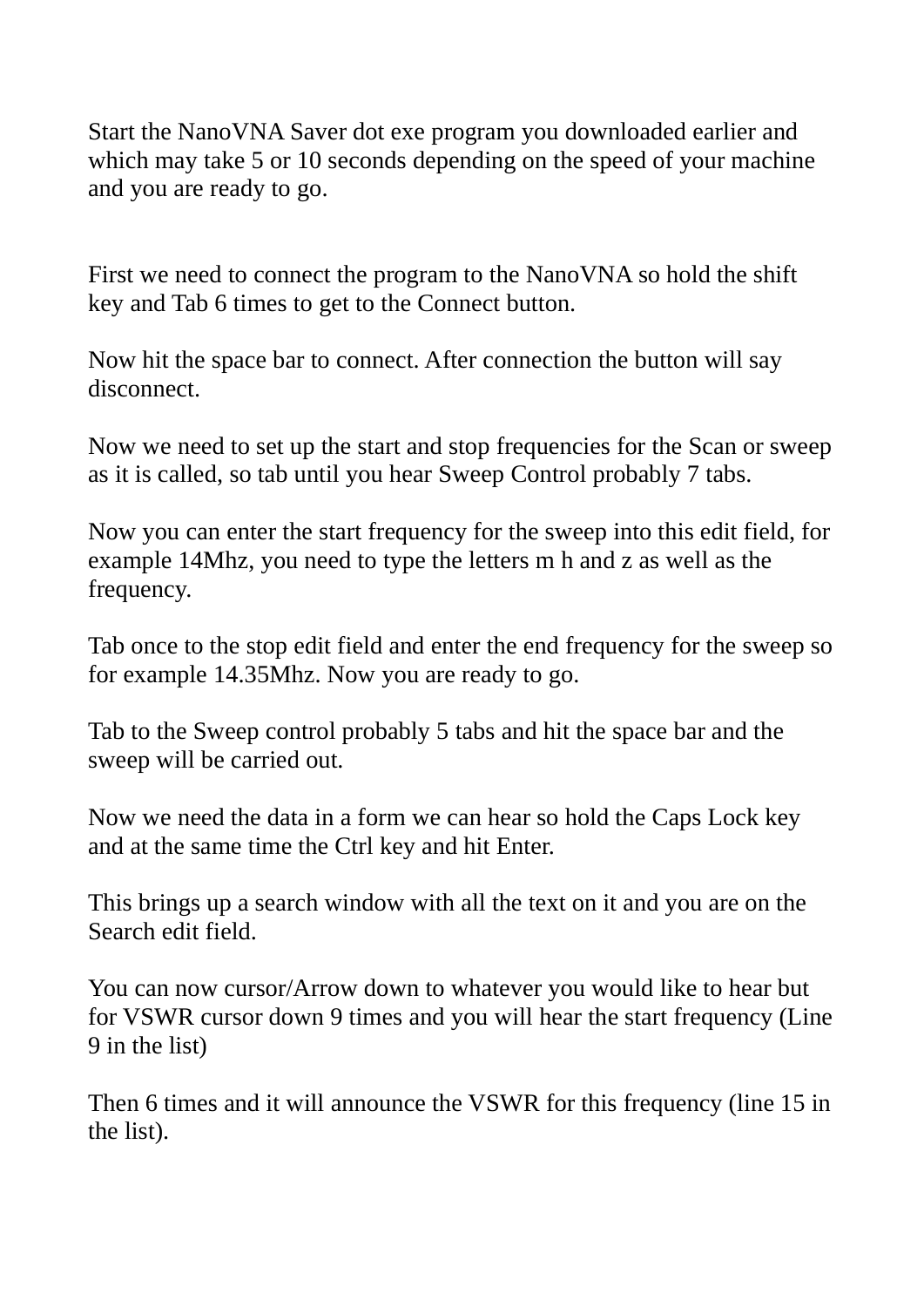Start the NanoVNA Saver dot exe program you downloaded earlier and which may take 5 or 10 seconds depending on the speed of your machine and you are ready to go.

First we need to connect the program to the NanoVNA so hold the shift key and Tab 6 times to get to the Connect button.

Now hit the space bar to connect. After connection the button will say disconnect.

Now we need to set up the start and stop frequencies for the Scan or sweep as it is called, so tab until you hear Sweep Control probably 7 tabs.

Now you can enter the start frequency for the sweep into this edit field, for example 14Mhz, you need to type the letters m h and z as well as the frequency.

Tab once to the stop edit field and enter the end frequency for the sweep so for example 14.35Mhz. Now you are ready to go.

Tab to the Sweep control probably 5 tabs and hit the space bar and the sweep will be carried out.

Now we need the data in a form we can hear so hold the Caps Lock key and at the same time the Ctrl key and hit Enter.

This brings up a search window with all the text on it and you are on the Search edit field.

You can now cursor/Arrow down to whatever you would like to hear but for VSWR cursor down 9 times and you will hear the start frequency (Line 9 in the list)

Then 6 times and it will announce the VSWR for this frequency (line 15 in the list).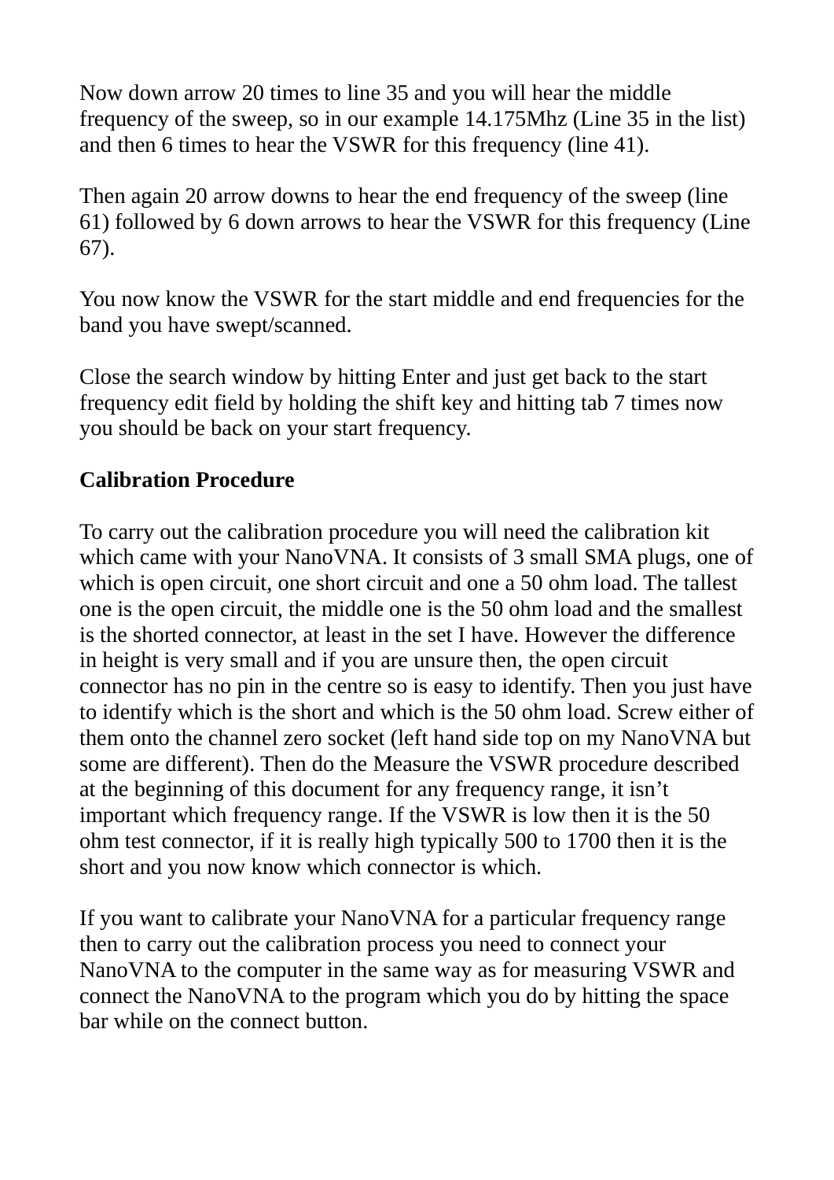Now down arrow 20 times to line 35 and you will hear the middle frequency of the sweep, so in our example 14.175Mhz (Line 35 in the list) and then 6 times to hear the VSWR for this frequency (line 41).

Then again 20 arrow downs to hear the end frequency of the sweep (line 61) followed by 6 down arrows to hear the VSWR for this frequency (Line 67).

You now know the VSWR for the start middle and end frequencies for the band you have swept/scanned.

Close the search window by hitting Enter and just get back to the start frequency edit field by holding the shift key and hitting tab 7 times now you should be back on your start frequency.

**Calibration Procedure**

To carry out the calibration procedure you will need the calibration kit which came with your NanoVNA. It consists of 3 small SMA plugs, one of which is open circuit, one short circuit and one a 50 ohm load. The tallest one is the open circuit, the middle one is the 50 ohm load and the smallest is the shorted connector, at least in the set I have. However the difference in height is very small and if you are unsure then, the open circuit connector has no pin in the centre so is easy to identify. Then you just have to identify which is the short and which is the 50 ohm load. Screw either of them onto the channel zero socket (left hand side top on my NanoVNA but some are different). Then do the Measure the VSWR procedure described at the beginning of this document for any frequency range, it isn’t important which frequency range. If the VSWR is low then it is the 50 ohm test connector, if it is really high typically 500 to 1700 then it is the short and you now know which connector is which.

If you want to calibrate your NanoVNA for a particular frequency range then to carry out the calibration process you need to connect your NanoVNA to the computer in the same way as for measuring VSWR and connect the NanoVNA to the program which you do by hitting the space bar while on the connect button.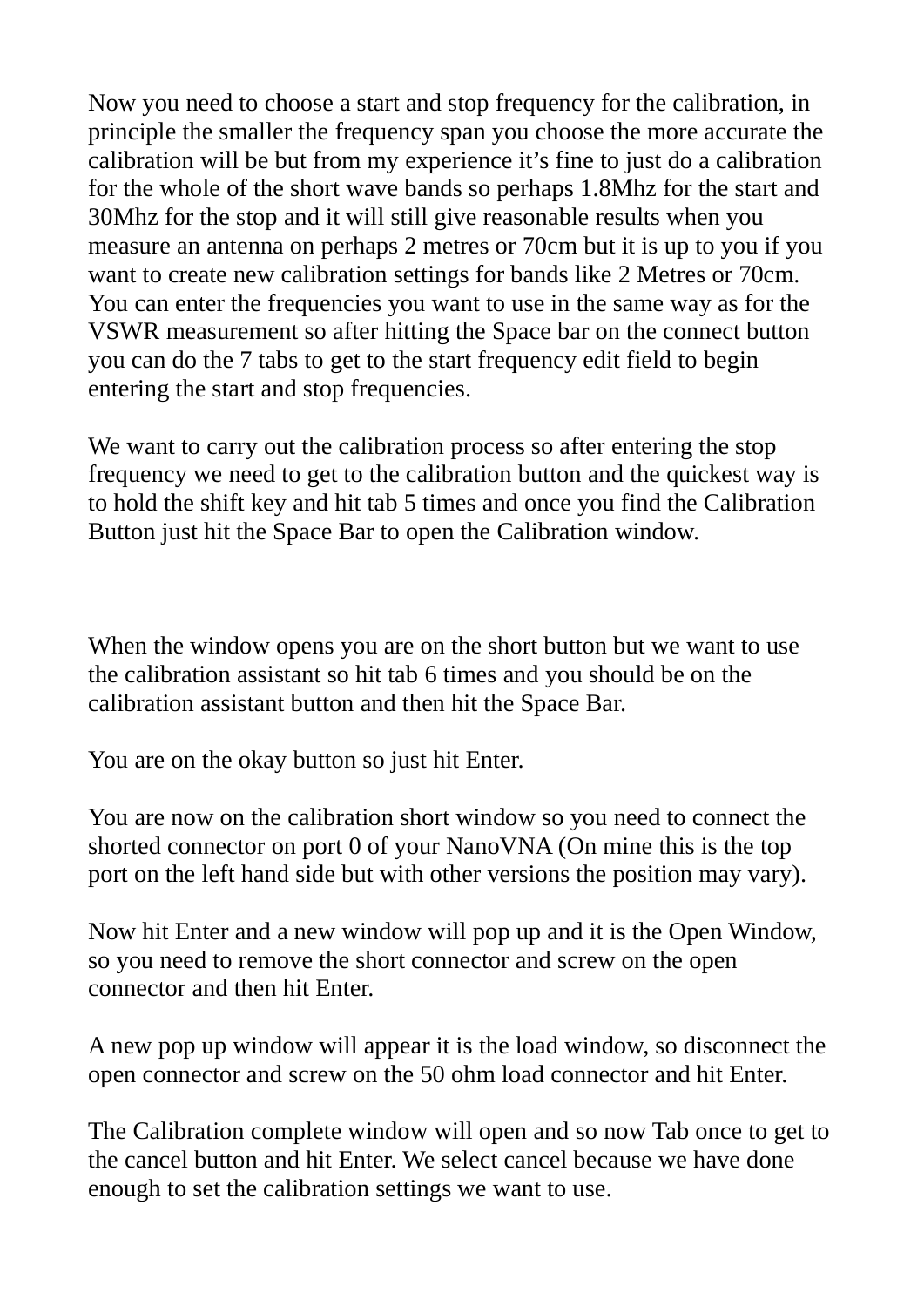Now you need to choose a start and stop frequency for the calibration, in principle the smaller the frequency span you choose the more accurate the calibration will be but from my experience it's fine to just do a calibration for the whole of the short wave bands so perhaps 1.8Mhz for the start and 30Mhz for the stop and it will still give reasonable results when you measure an antenna on perhaps 2 metres or 70cm but it is up to you if you want to create new calibration settings for bands like 2 Metres or 70cm. You can enter the frequencies you want to use in the same way as for the VSWR measurement so after hitting the Space bar on the connect button you can do the 7 tabs to get to the start frequency edit field to begin entering the start and stop frequencies.

We want to carry out the calibration process so after entering the stop frequency we need to get to the calibration button and the quickest way is to hold the shift key and hit tab 5 times and once you find the Calibration Button just hit the Space Bar to open the Calibration window.

When the window opens you are on the short button but we want to use the calibration assistant so hit tab 6 times and you should be on the calibration assistant button and then hit the Space Bar.

You are on the okay button so just hit Enter.

You are now on the calibration short window so you need to connect the shorted connector on port 0 of your NanoVNA (On mine this is the top port on the left hand side but with other versions the position may vary).

Now hit Enter and a new window will pop up and it is the Open Window, so you need to remove the short connector and screw on the open connector and then hit Enter.

A new pop up window will appear it is the load window, so disconnect the open connector and screw on the 50 ohm load connector and hit Enter.

The Calibration complete window will open and so now Tab once to get to the cancel button and hit Enter. We select cancel because we have done enough to set the calibration settings we want to use.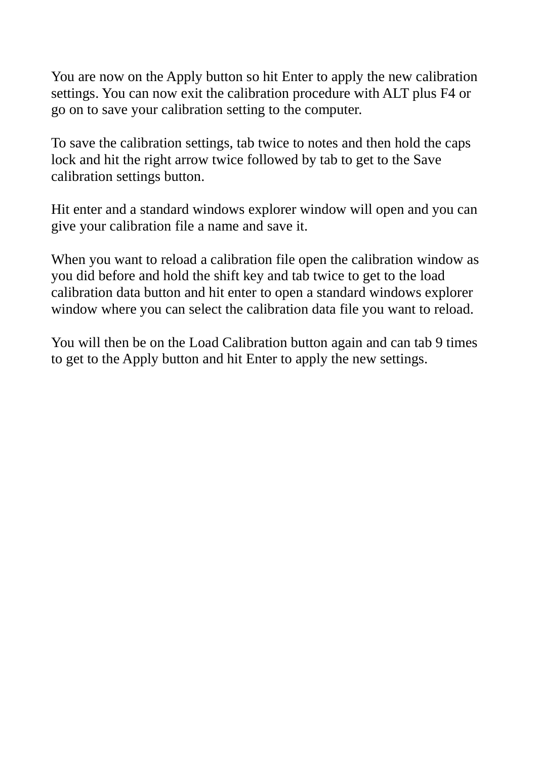You are now on the Apply button so hit Enter to apply the new calibration settings. You can now exit the calibration procedure with ALT plus F4 or go on to save your calibration setting to the computer.

To save the calibration settings, tab twice to notes and then hold the caps lock and hit the right arrow twice followed by tab to get to the Save calibration settings button.

Hit enter and a standard windows explorer window will open and you can give your calibration file a name and save it.

When you want to reload a calibration file open the calibration window as you did before and hold the shift key and tab twice to get to the load calibration data button and hit enter to open a standard windows explorer window where you can select the calibration data file you want to reload.

You will then be on the Load Calibration button again and can tab 9 times to get to the Apply button and hit Enter to apply the new settings.